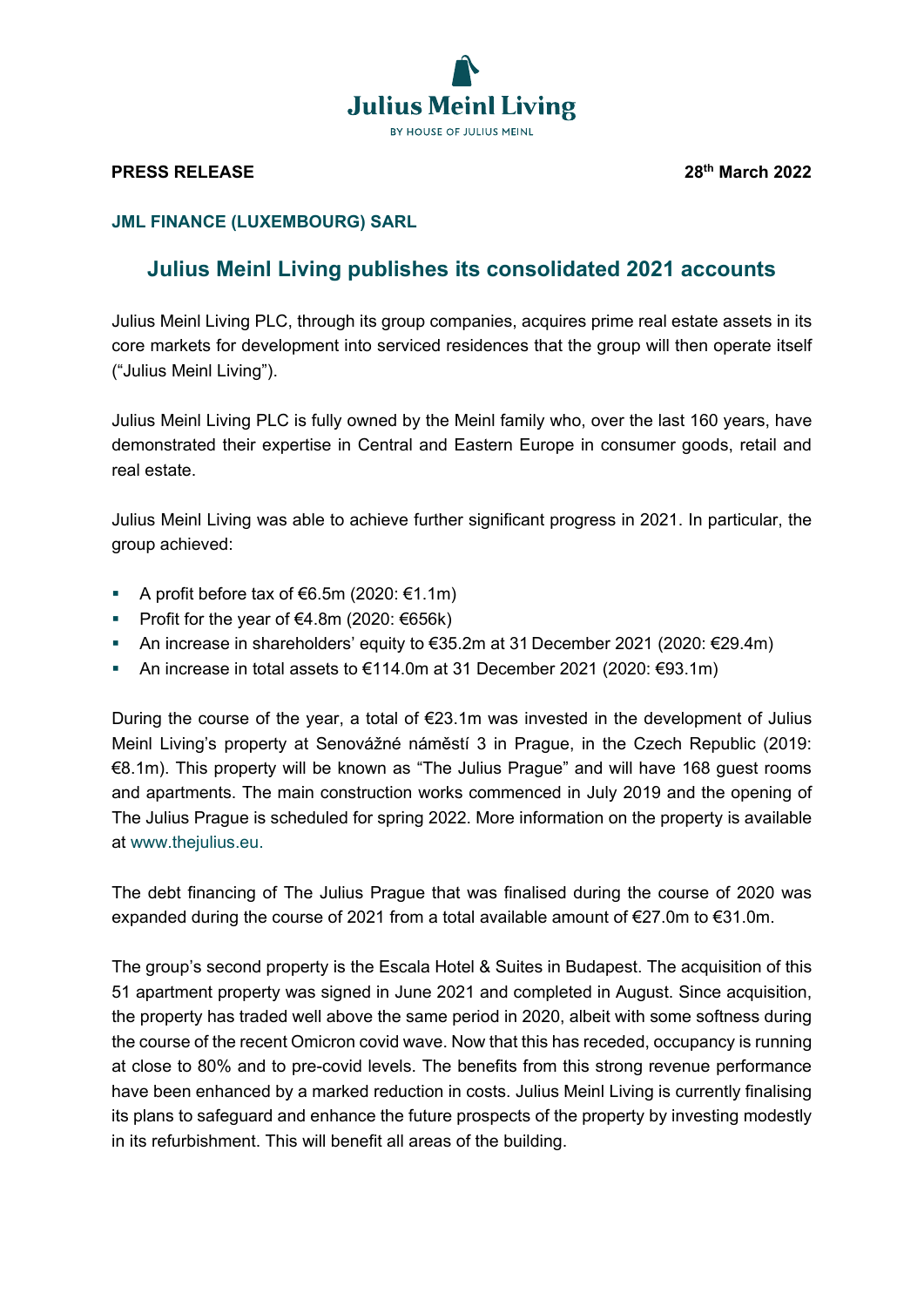Julius Meinl Living

BY HOUSE OF JULIUS MEINL

**PRESS RELEASE** **28th March 2022**

**JML FINANCE (LUXEMBOURG) SARL**

## Julius Meinl Living publishes its consolidated 2021 accounts

Julius Meinl Living PLC, through its group companies, acquires prime real estate assets in its core markets for development into serviced residences that the group will then operate itself ("Julius Meinl Living").

Julius Meinl Living PLC is fully owned by the Meinl family who, over the last 160 years, have demonstrated their expertise in Central and Eastern Europe in consumer goods, retail and real estate.

Julius Meinl Living was able to achieve further significant progress in 2021. In particular, the group achieved:

- A profit before tax of €6.5m (2020: €1.1m)
- Profit for the year of €4.8m (2020: €656k)
- An increase in shareholders' equity to €35.2m at 31 December 2021 (2020: €29.4m)
- An increase in total assets to €114.0m at 31 December 2021 (2020: €93.1m)

During the course of the year, a total of €23.1m was invested in the development of Julius Meinl Living's property at Senovážné náměstí 3 in Prague, in the Czech Republic (2019: €8.1m). This property will be known as "The Julius Prague" and will have 168 guest rooms and apartments. The main construction works commenced in July 2019 and the opening of The Julius Prague is scheduled for spring 2022. More information on the property is available at www.thejulius.eu.

The debt financing of The Julius Prague that was finalised during the course of 2020 was expanded during the course of 2021 from a total available amount of €27.0m to €31.0m.

The group's second property is the Escala Hotel & Suites in Budapest. The acquisition of this 51 apartment property was signed in June 2021 and completed in August. Since acquisition, the property has traded well above the same period in 2020, albeit with some softness during the course of the recent Omicron covid wave. Now that this has receded, occupancy is running at close to 80% and to pre-covid levels. The benefits from this strong revenue performance have been enhanced by a marked reduction in costs. Julius Meinl Living is currently finalising its plans to safeguard and enhance the future prospects of the property by investing modestly in its refurbishment. This will benefit all areas of the building.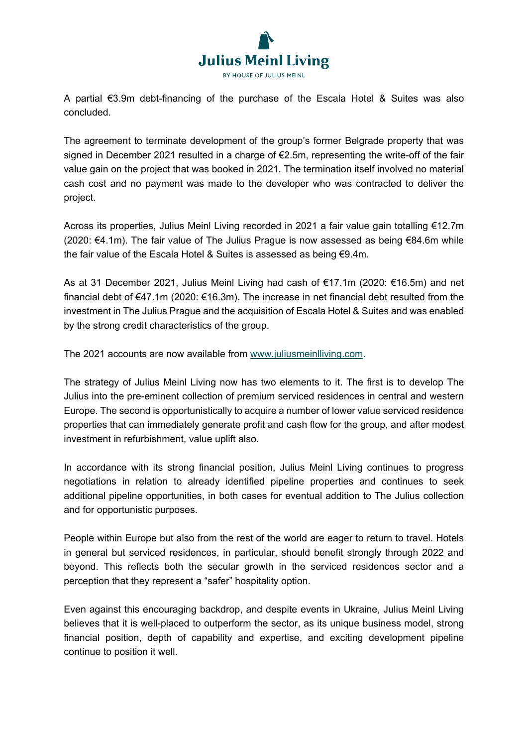A partial €3.9m debt-financing of the purchase of the Escala Hotel & Suites was also concluded.

The agreement to terminate development of the group's former Belgrade property that was signed in December 2021 resulted in a charge of €2.5m, representing the write-off of the fair value gain on the project that was booked in 2021. The termination itself involved no material cash cost and no payment was made to the developer who was contracted to deliver the project.

Across its properties, Julius Meinl Living recorded in 2021 a fair value gain totalling €12.7m (2020: €4.1m). The fair value of The Julius Prague is now assessed as being €84.6m while the fair value of the Escala Hotel & Suites is assessed as being €9.4m.

As at 31 December 2021, Julius Meinl Living had cash of €17.1m (2020: €16.5m) and net financial debt of €47.1m (2020: €16.3m). The increase in net financial debt resulted from the investment in The Julius Prague and the acquisition of Escala Hotel & Suites and was enabled by the strong credit characteristics of the group.

The 2021 accounts are now available from [www.juliusmeinlliving.com](http://www.juliusmeinlliving.com).

The strategy of Julius Meinl Living now has two elements to it. The first is to develop The Julius into the pre-eminent collection of premium serviced residences in central and western Europe. The second is opportunistically to acquire a number of lower value serviced residence properties that can immediately generate profit and cash flow for the group, and after modest investment in refurbishment, value uplift also.

In accordance with its strong financial position, Julius Meinl Living continues to progress negotiations in relation to already identified pipeline properties and continues to seek additional pipeline opportunities, in both cases for eventual addition to The Julius collection and for opportunistic purposes.

People within Europe but also from the rest of the world are eager to return to travel. Hotels in general but serviced residences, in particular, should benefit strongly through 2022 and beyond. This reflects both the secular growth in the serviced residences sector and a perception that they represent a "safer" hospitality option.

Even against this encouraging backdrop, and despite events in Ukraine, Julius Meinl Living believes that it is well-placed to outperform the sector, as its unique business model, strong financial position, depth of capability and expertise, and exciting development pipeline continue to position it well.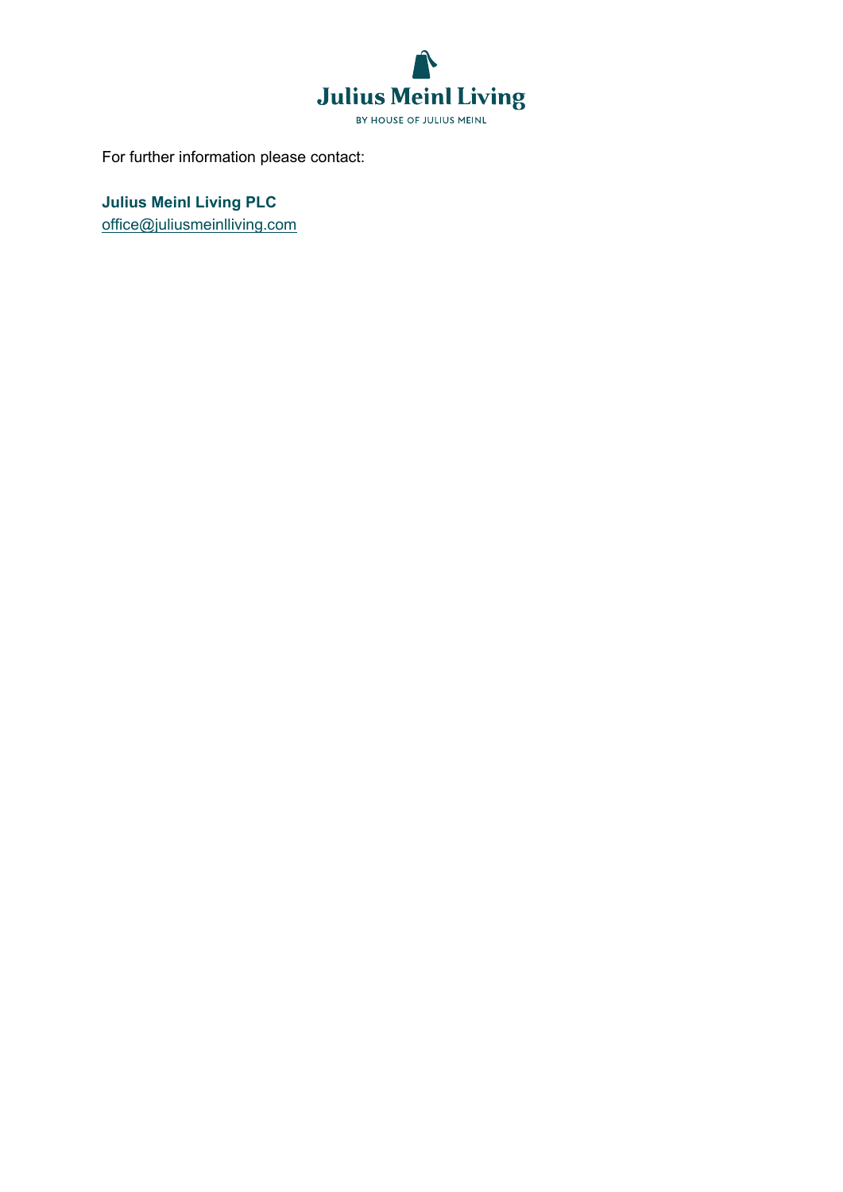Julius Meinl Living

BY HOUSE OF JULIUS MEINL

For further information please contact:

**Julius Meinl Living PLC**
office@juliusmeinlliving.com